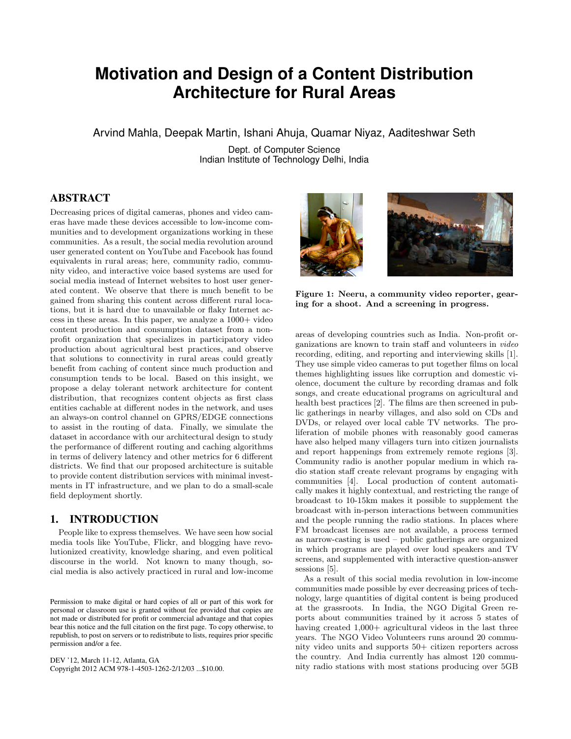# Motivation and Design of a Content Distribution Architecture for Rural Areas

Arvind Mahla, Deepak Martin, Ishani Ahuja, Quamar Niyaz, Aaditeshwar Seth

Dept. of Computer Science
Indian Institute of Technology Delhi, India

## ABSTRACT

Decreasing prices of digital cameras, phones and video cameras have made these devices accessible to low-income communities and to development organizations working in these communities. As a result, the social media revolution around user generated content on YouTube and Facebook has found equivalents in rural areas; here, community radio, community video, and interactive voice based systems are used for social media instead of Internet websites to host user generated content. We observe that there is much benefit to be gained from sharing this content across different rural locations, but it is hard due to unavailable or flaky Internet access in these areas. In this paper, we analyze a 1000+ video content production and consumption dataset from a non-profit organization that specializes in participatory video production about agricultural best practices, and observe that solutions to connectivity in rural areas could greatly benefit from caching of content since much production and consumption tends to be local. Based on this insight, we propose a delay tolerant network architecture for content distribution, that recognizes content objects as first class entities cachable at different nodes in the network, and uses an always-on control channel on GPRS/EDGE connections to assist in the routing of data. Finally, we simulate the dataset in accordance with our architectural design to study the performance of different routing and caching algorithms in terms of delivery latency and other metrics for 6 different districts. We find that our proposed architecture is suitable to provide content distribution services with minimal investments in IT infrastructure, and we plan to do a small-scale field deployment shortly.

## 1. INTRODUCTION

People like to express themselves. We have seen how social media tools like YouTube, Flickr, and blogging have revolutionized creativity, knowledge sharing, and even political discourse in the world. Not known to many though, social media is also actively practiced in rural and low-income areas of developing countries such as India. Non-profit organizations are known to train staff and volunteers in *video* recording, editing, and reporting and interviewing skills [1]. They use simple video cameras to put together films on local themes highlighting issues like corruption and domestic violence, document the culture by recording dramas and folk songs, and create educational programs on agricultural and health best practices [2]. The films are then screened in public gatherings in nearby villages, and also sold on CDs and DVDs, or relayed over local cable TV networks. The proliferation of mobile phones with reasonably good cameras have also helped many villagers turn into citizen journalists and report happenings from extremely remote regions [3]. Community radio is another popular medium in which radio station staff create relevant programs by engaging with communities [4]. Local production of content automatically makes it highly contextual, and restricting the range of broadcast to 10-15km makes it possible to supplement the broadcast with in-person interactions between communities and the people running the radio stations. In places where FM broadcast licenses are not available, a process termed as narrow-casting is used – public gatherings are organized in which programs are played over loud speakers and TV screens, and supplemented with interactive question-answer sessions [5].

**Figure 1: Neeru, a community video reporter, gearing for a shoot. And a screening in progress.**

As a result of this social media revolution in low-income communities made possible by ever decreasing prices of technology, large quantities of digital content is being produced at the grassroots. In India, the NGO Digital Green reports about communities trained by it across 5 states of having created 1,000+ agricultural videos in the last three years. The NGO Video Volunteers runs around 20 community video units and supports 50+ citizen reporters across the country. And India currently has almost 120 community radio stations with most stations producing over 5GB

Permission to make digital or hard copies of all or part of this work for personal or classroom use is granted without fee provided that copies are not made or distributed for profit or commercial advantage and that copies bear this notice and the full citation on the first page. To copy otherwise, to republish, to post on servers or to redistribute to lists, requires prior specific permission and/or a fee.

DEV '12, March 11-12, Atlanta, GA
Copyright 2012 ACM 978-1-4503-1262-2/12/03 ...$10.00.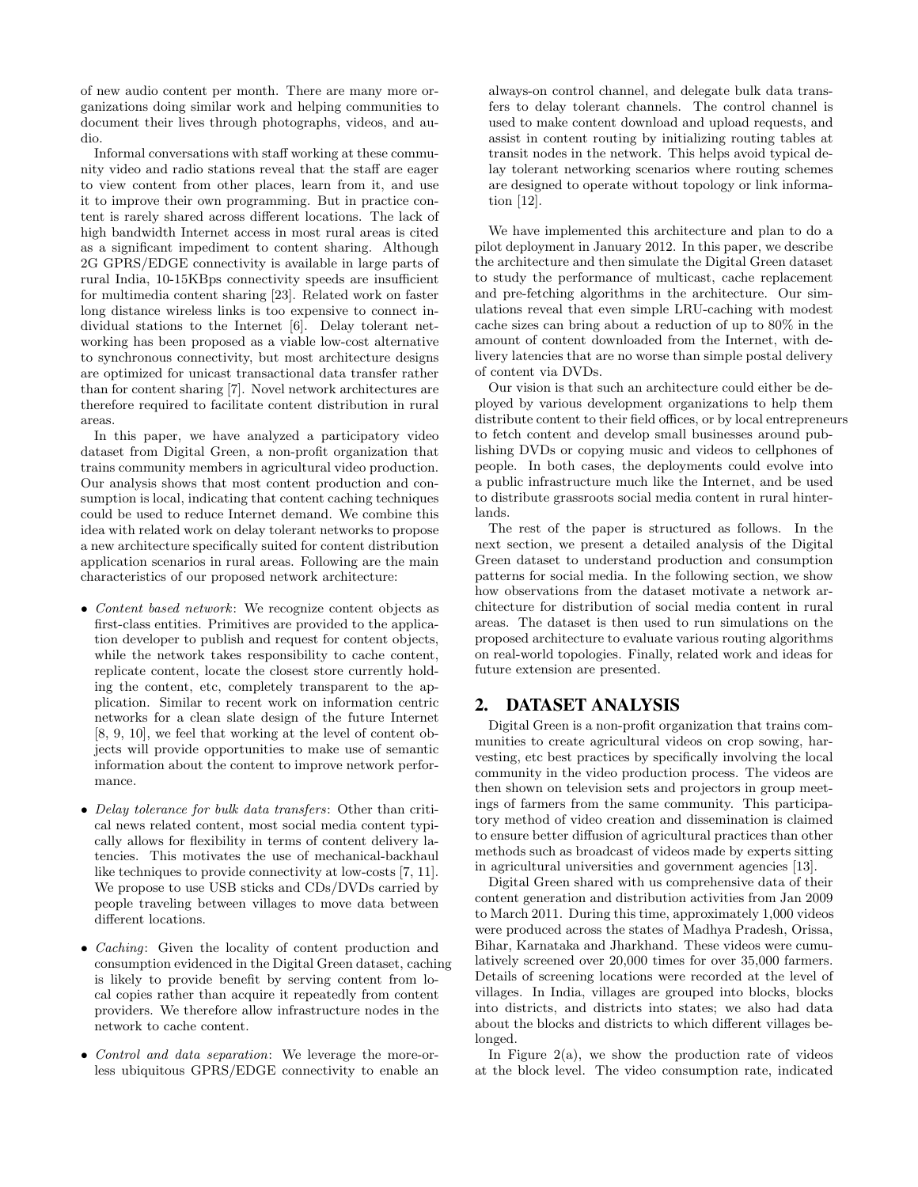of new audio content per month. There are many more organizations doing similar work and helping communities to document their lives through photographs, videos, and audio.

Informal conversations with staff working at these community video and radio stations reveal that the staff are eager to view content from other places, learn from it, and use it to improve their own programming. But in practice content is rarely shared across different locations. The lack of high bandwidth Internet access in most rural areas is cited as a significant impediment to content sharing. Although 2G GPRS/EDGE connectivity is available in large parts of rural India, 10-15KBps connectivity speeds are insufficient for multimedia content sharing [23]. Related work on faster long distance wireless links is too expensive to connect individual stations to the Internet [6]. Delay tolerant networking has been proposed as a viable low-cost alternative to synchronous connectivity, but most architecture designs are optimized for unicast transactional data transfer rather than for content sharing [7]. Novel network architectures are therefore required to facilitate content distribution in rural areas.

In this paper, we have analyzed a participatory video dataset from Digital Green, a non-profit organization that trains community members in agricultural video production. Our analysis shows that most content production and consumption is local, indicating that content caching techniques could be used to reduce Internet demand. We combine this idea with related work on delay tolerant networks to propose a new architecture specifically suited for content distribution application scenarios in rural areas. Following are the main characteristics of our proposed network architecture:

- *Content based network*: We recognize content objects as first-class entities. Primitives are provided to the application developer to publish and request for content objects, while the network takes responsibility to cache content, replicate content, locate the closest store currently holding the content, etc, completely transparent to the application. Similar to recent work on information centric networks for a clean slate design of the future Internet [8, 9, 10], we feel that working at the level of content objects will provide opportunities to make use of semantic information about the content to improve network performance.
- *Delay tolerance for bulk data transfers*: Other than critical news related content, most social media content typically allows for flexibility in terms of content delivery latencies. This motivates the use of mechanical-backhaul like techniques to provide connectivity at low-costs [7, 11]. We propose to use USB sticks and CDs/DVDs carried by people traveling between villages to move data between different locations.
- *Caching*: Given the locality of content production and consumption evidenced in the Digital Green dataset, caching is likely to provide benefit by serving content from local copies rather than acquire it repeatedly from content providers. We therefore allow infrastructure nodes in the network to cache content.
- *Control and data separation*: We leverage the more-or-less ubiquitous GPRS/EDGE connectivity to enable an always-on control channel, and delegate bulk data transfers to delay tolerant channels. The control channel is used to make content download and upload requests, and assist in content routing by initializing routing tables at transit nodes in the network. This helps avoid typical delay tolerant networking scenarios where routing schemes are designed to operate without topology or link information [12].

We have implemented this architecture and plan to do a pilot deployment in January 2012. In this paper, we describe the architecture and then simulate the Digital Green dataset to study the performance of multicast, cache replacement and pre-fetching algorithms in the architecture. Our simulations reveal that even simple LRU-caching with modest cache sizes can bring about a reduction of up to 80% in the amount of content downloaded from the Internet, with delivery latencies that are no worse than simple postal delivery of content via DVDs.

Our vision is that such an architecture could either be deployed by various development organizations to help them distribute content to their field offices, or by local entrepreneurs to fetch content and develop small businesses around publishing DVDs or copying music and videos to cellphones of people. In both cases, the deployments could evolve into a public infrastructure much like the Internet, and be used to distribute grassroots social media content in rural hinterlands.

The rest of the paper is structured as follows. In the next section, we present a detailed analysis of the Digital Green dataset to understand production and consumption patterns for social media. In the following section, we show how observations from the dataset motivate a network architecture for distribution of social media content in rural areas. The dataset is then used to run simulations on the proposed architecture to evaluate various routing algorithms on real-world topologies. Finally, related work and ideas for future extension are presented.

## 2. DATASET ANALYSIS

Digital Green is a non-profit organization that trains communities to create agricultural videos on crop sowing, harvesting, etc best practices by specifically involving the local community in the video production process. The videos are then shown on television sets and projectors in group meetings of farmers from the same community. This participatory method of video creation and dissemination is claimed to ensure better diffusion of agricultural practices than other methods such as broadcast of videos made by experts sitting in agricultural universities and government agencies [13].

Digital Green shared with us comprehensive data of their content generation and distribution activities from Jan 2009 to March 2011. During this time, approximately 1,000 videos were produced across the states of Madhya Pradesh, Orissa, Bihar, Karnataka and Jharkhand. These videos were cumulatively screened over 20,000 times for over 35,000 farmers. Details of screening locations were recorded at the level of villages. In India, villages are grouped into blocks, blocks into districts, and districts into states; we also had data about the blocks and districts to which different villages belonged.

In Figure 2(a), we show the production rate of videos at the block level. The video consumption rate, indicated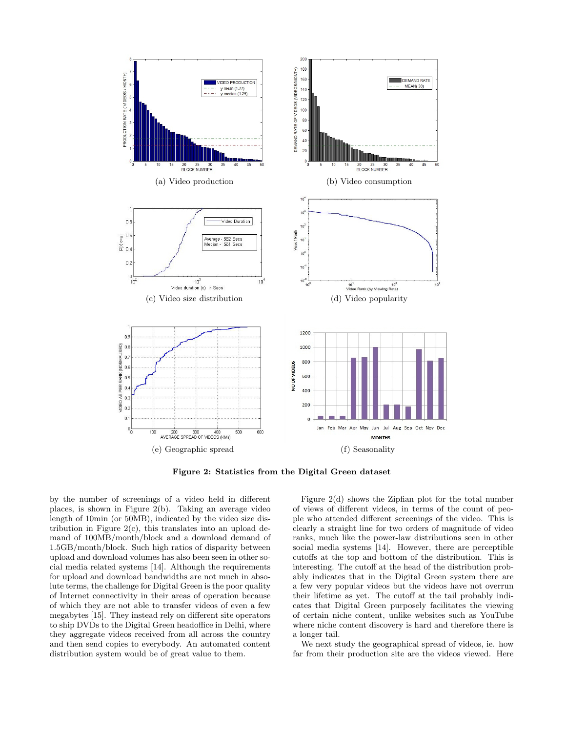(a) Video production

(b) Video consumption

(c) Video size distribution

(d) Video popularity

(e) Geographic spread

(f) Seasonality

**Figure 2: Statistics from the Digital Green dataset**

by the number of screenings of a video held in different places, is shown in Figure 2(b). Taking an average video length of 10min (or 50MB), indicated by the video size distribution in Figure 2(c), this translates into an upload demand of 100MB/month/block and a download demand of 1.5GB/month/block. Such high ratios of disparity between upload and download volumes has also been seen in other social media related systems [14]. Although the requirements for upload and download bandwidths are not much in absolute terms, the challenge for Digital Green is the poor quality of Internet connectivity in their areas of operation because of which they are not able to transfer videos of even a few megabytes [15]. They instead rely on different site operators to ship DVDs to the Digital Green headoffice in Delhi, where they aggregate videos received from all across the country and then send copies to everybody. An automated content distribution system would be of great value to them.

Figure 2(d) shows the Zipfian plot for the total number of views of different videos, in terms of the count of people who attended different screenings of the video. This is clearly a straight line for two orders of magnitude of video ranks, much like the power-law distributions seen in other social media systems [14]. However, there are perceptible cutoffs at the top and bottom of the distribution. This is interesting. The cutoff at the head of the distribution probably indicates that in the Digital Green system there are a few very popular videos but the videos have not overrun their lifetime as yet. The cutoff at the tail probably indicates that Digital Green purposely facilitates the viewing of certain niche content, unlike websites such as YouTube where niche content discovery is hard and therefore there is a longer tail.

We next study the geographical spread of videos, ie. how far from their production site are the videos viewed. Here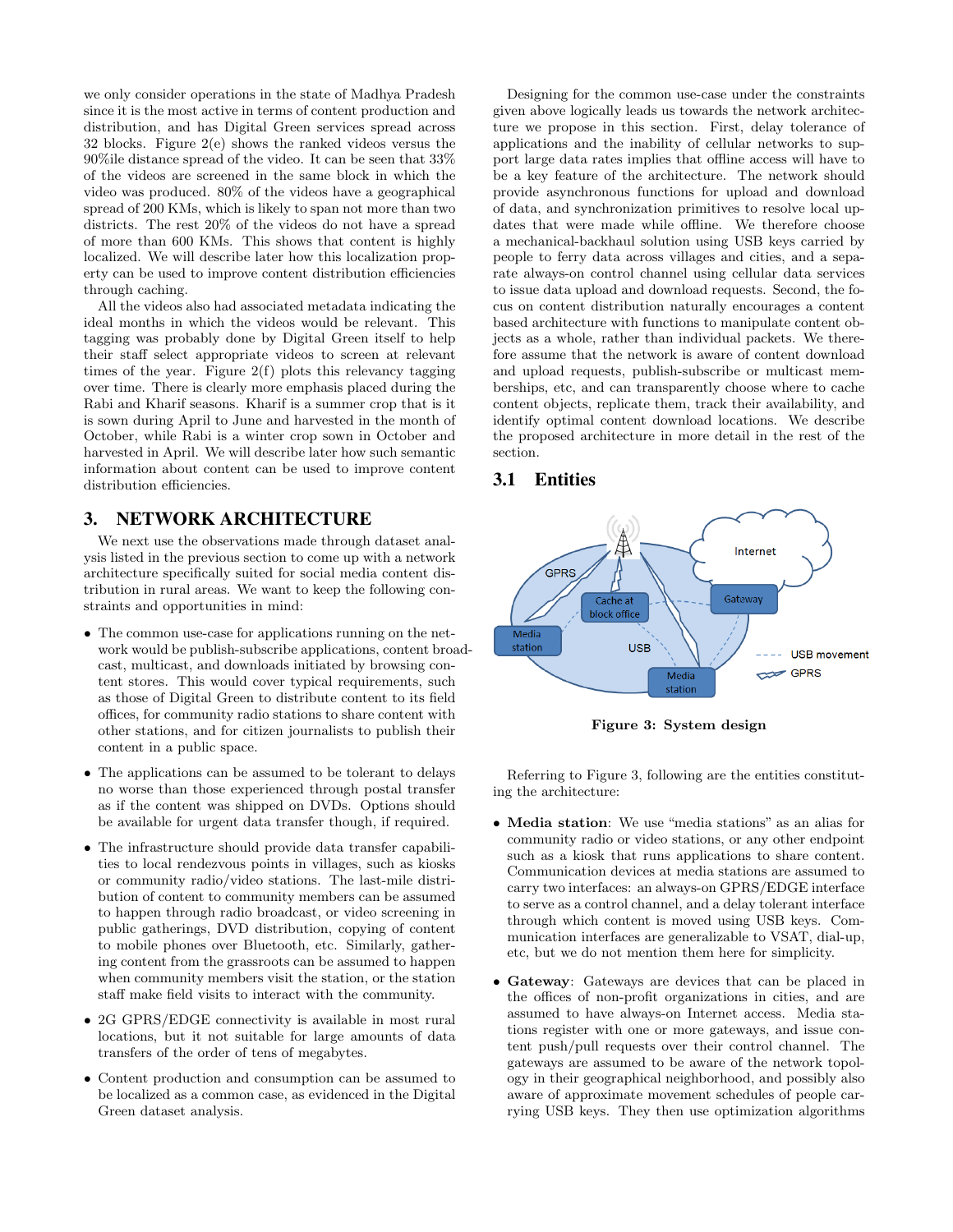we only consider operations in the state of Madhya Pradesh since it is the most active in terms of content production and distribution, and has Digital Green services spread across 32 blocks. Figure 2(e) shows the ranked videos versus the 90%ile distance spread of the video. It can be seen that 33% of the videos are screened in the same block in which the video was produced. 80% of the videos have a geographical spread of 200 KMs, which is likely to span not more than two districts. The rest 20% of the videos do not have a spread of more than 600 KMs. This shows that content is highly localized. We will describe later how this localization property can be used to improve content distribution efficiencies through caching.

All the videos also had associated metadata indicating the ideal months in which the videos would be relevant. This tagging was probably done by Digital Green itself to help their staff select appropriate videos to screen at relevant times of the year. Figure 2(f) plots this relevancy tagging over time. There is clearly more emphasis placed during the Rabi and Kharif seasons. Kharif is a summer crop that is it is sown during April to June and harvested in the month of October, while Rabi is a winter crop sown in October and harvested in April. We will describe later how such semantic information about content can be used to improve content distribution efficiencies.

## 3. NETWORK ARCHITECTURE

We next use the observations made through dataset analysis listed in the previous section to come up with a network architecture specifically suited for social media content distribution in rural areas. We want to keep the following constraints and opportunities in mind:

- The common use-case for applications running on the network would be publish-subscribe applications, content broadcast, multicast, and downloads initiated by browsing content stores. This would cover typical requirements, such as those of Digital Green to distribute content to its field offices, for community radio stations to share content with other stations, and for citizen journalists to publish their content in a public space.
- The applications can be assumed to be tolerant to delays no worse than those experienced through postal transfer as if the content was shipped on DVDs. Options should be available for urgent data transfer though, if required.
- The infrastructure should provide data transfer capabilities to local rendezvous points in villages, such as kiosks or community radio/video stations. The last-mile distribution of content to community members can be assumed to happen through radio broadcast, or video screening in public gatherings, DVD distribution, copying of content to mobile phones over Bluetooth, etc. Similarly, gathering content from the grassroots can be assumed to happen when community members visit the station, or the station staff make field visits to interact with the community.
- 2G GPRS/EDGE connectivity is available in most rural locations, but it not suitable for large amounts of data transfers of the order of tens of megabytes.
- Content production and consumption can be assumed to be localized as a common case, as evidenced in the Digital Green dataset analysis.

Designing for the common use-case under the constraints given above logically leads us towards the network architecture we propose in this section. First, delay tolerance of applications and the inability of cellular networks to support large data rates implies that offline access will have to be a key feature of the architecture. The network should provide asynchronous functions for upload and download of data, and synchronization primitives to resolve local updates that were made while offline. We therefore choose a mechanical-backhaul solution using USB keys carried by people to ferry data across villages and cities, and a separate always-on control channel using cellular data services to issue data upload and download requests. Second, the focus on content distribution naturally encourages a content based architecture with functions to manipulate content objects as a whole, rather than individual packets. We therefore assume that the network is aware of content download and upload requests, publish-subscribe or multicast memberships, etc, and can transparently choose where to cache content objects, replicate them, track their availability, and identify optimal content download locations. We describe the proposed architecture in more detail in the rest of the section.

### 3.1 Entities

**Figure 3: System design**

Referring to Figure 3, following are the entities constituting the architecture:

- **Media station**: We use "media stations" as an alias for community radio or video stations, or any other endpoint such as a kiosk that runs applications to share content. Communication devices at media stations are assumed to carry two interfaces: an always-on GPRS/EDGE interface to serve as a control channel, and a delay tolerant interface through which content is moved using USB keys. Communication interfaces are generalizable to VSAT, dial-up, etc, but we do not mention them here for simplicity.
- **Gateway**: Gateways are devices that can be placed in the offices of non-profit organizations in cities, and are assumed to have always-on Internet access. Media stations register with one or more gateways, and issue content push/pull requests over their control channel. The gateways are assumed to be aware of the network topology in their geographical neighborhood, and possibly also aware of approximate movement schedules of people carrying USB keys. They then use optimization algorithms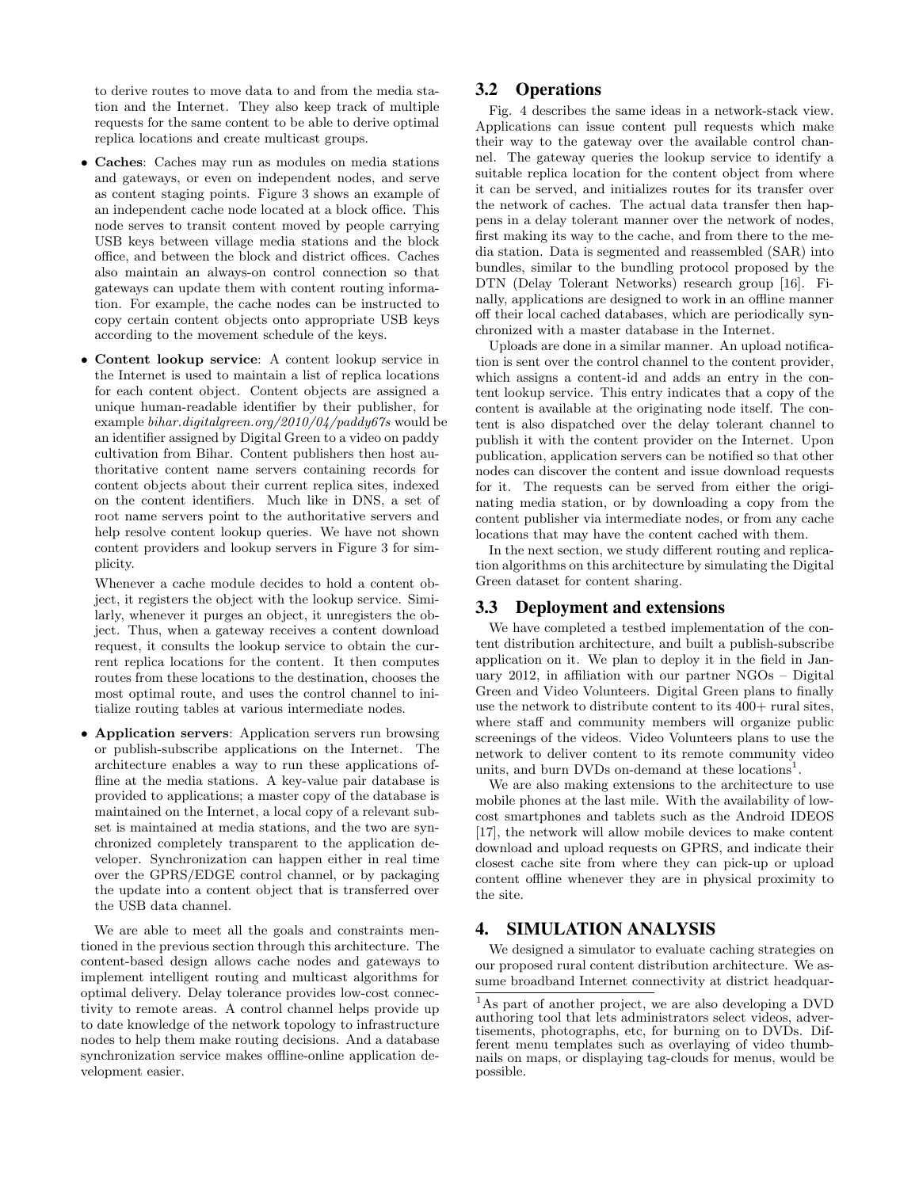to derive routes to move data to and from the media station and the Internet. They also keep track of multiple requests for the same content to be able to derive optimal replica locations and create multicast groups.

- **Caches**: Caches may run as modules on media stations and gateways, or even on independent nodes, and serve as content staging points. Figure 3 shows an example of an independent cache node located at a block office. This node serves to transit content moved by people carrying USB keys between village media stations and the block office, and between the block and district offices. Caches also maintain an always-on control connection so that gateways can update them with content routing information. For example, the cache nodes can be instructed to copy certain content objects onto appropriate USB keys according to the movement schedule of the keys.

- **Content lookup service**: A content lookup service in the Internet is used to maintain a list of replica locations for each content object. Content objects are assigned a unique human-readable identifier by their publisher, for example *bihar.digitalgreen.org/2010/04/paddy67s* would be an identifier assigned by Digital Green to a video on paddy cultivation from Bihar. Content publishers then host authoritative content name servers containing records for content objects about their current replica sites, indexed on the content identifiers. Much like in DNS, a set of root name servers point to the authoritative servers and help resolve content lookup queries. We have not shown content providers and lookup servers in Figure 3 for simplicity.

  Whenever a cache module decides to hold a content object, it registers the object with the lookup service. Similarly, whenever it purges an object, it unregisters the object. Thus, when a gateway receives a content download request, it consults the lookup service to obtain the current replica locations for the content. It then computes routes from these locations to the destination, chooses the most optimal route, and uses the control channel to initialize routing tables at various intermediate nodes.

- **Application servers**: Application servers run browsing or publish-subscribe applications on the Internet. The architecture enables a way to run these applications offline at the media stations. A key-value pair database is provided to applications; a master copy of the database is maintained on the Internet, a local copy of a relevant subset is maintained at media stations, and the two are synchronized completely transparent to the application developer. Synchronization can happen either in real time over the GPRS/EDGE control channel, or by packaging the update into a content object that is transferred over the USB data channel.

We are able to meet all the goals and constraints mentioned in the previous section through this architecture. The content-based design allows cache nodes and gateways to implement intelligent routing and multicast algorithms for optimal delivery. Delay tolerance provides low-cost connectivity to remote areas. A control channel helps provide up to date knowledge of the network topology to infrastructure nodes to help them make routing decisions. And a database synchronization service makes offline-online application development easier.

## 3.2 Operations

Fig. 4 describes the same ideas in a network-stack view. Applications can issue content pull requests which make their way to the gateway over the available control channel. The gateway queries the lookup service to identify a suitable replica location for the content object from where it can be served, and initializes routes for its transfer over the network of caches. The actual data transfer then happens in a delay tolerant manner over the network of nodes, first making its way to the cache, and from there to the media station. Data is segmented and reassembled (SAR) into bundles, similar to the bundling protocol proposed by the DTN (Delay Tolerant Networks) research group [16]. Finally, applications are designed to work in an offline manner off their local cached databases, which are periodically synchronized with a master database in the Internet.

Uploads are done in a similar manner. An upload notification is sent over the control channel to the content provider, which assigns a content-id and adds an entry in the content lookup service. This entry indicates that a copy of the content is available at the originating node itself. The content is also dispatched over the delay tolerant channel to publish it with the content provider on the Internet. Upon publication, application servers can be notified so that other nodes can discover the content and issue download requests for it. The requests can be served from either the originating media station, or by downloading a copy from the content publisher via intermediate nodes, or from any cache locations that may have the content cached with them.

In the next section, we study different routing and replication algorithms on this architecture by simulating the Digital Green dataset for content sharing.

## 3.3 Deployment and extensions

We have completed a testbed implementation of the content distribution architecture, and built a publish-subscribe application on it. We plan to deploy it in the field in January 2012, in affiliation with our partner NGOs – Digital Green and Video Volunteers. Digital Green plans to finally use the network to distribute content to its 400+ rural sites, where staff and community members will organize public screenings of the videos. Video Volunteers plans to use the network to deliver content to its remote community video units, and burn DVDs on-demand at these locations[1].

We are also making extensions to the architecture to use mobile phones at the last mile. With the availability of low-cost smartphones and tablets such as the Android IDEOS [17], the network will allow mobile devices to make content download and upload requests on GPRS, and indicate their closest cache site from where they can pick-up or upload content offline whenever they are in physical proximity to the site.

# 4. SIMULATION ANALYSIS

We designed a simulator to evaluate caching strategies on our proposed rural content distribution architecture. We assume broadband Internet connectivity at district headquar-

[1] As part of another project, we are also developing a DVD authoring tool that lets administrators select videos, advertisements, photographs, etc, for burning on to DVDs. Different menu templates such as overlaying of video thumbnails on maps, or displaying tag-clouds for menus, would be possible.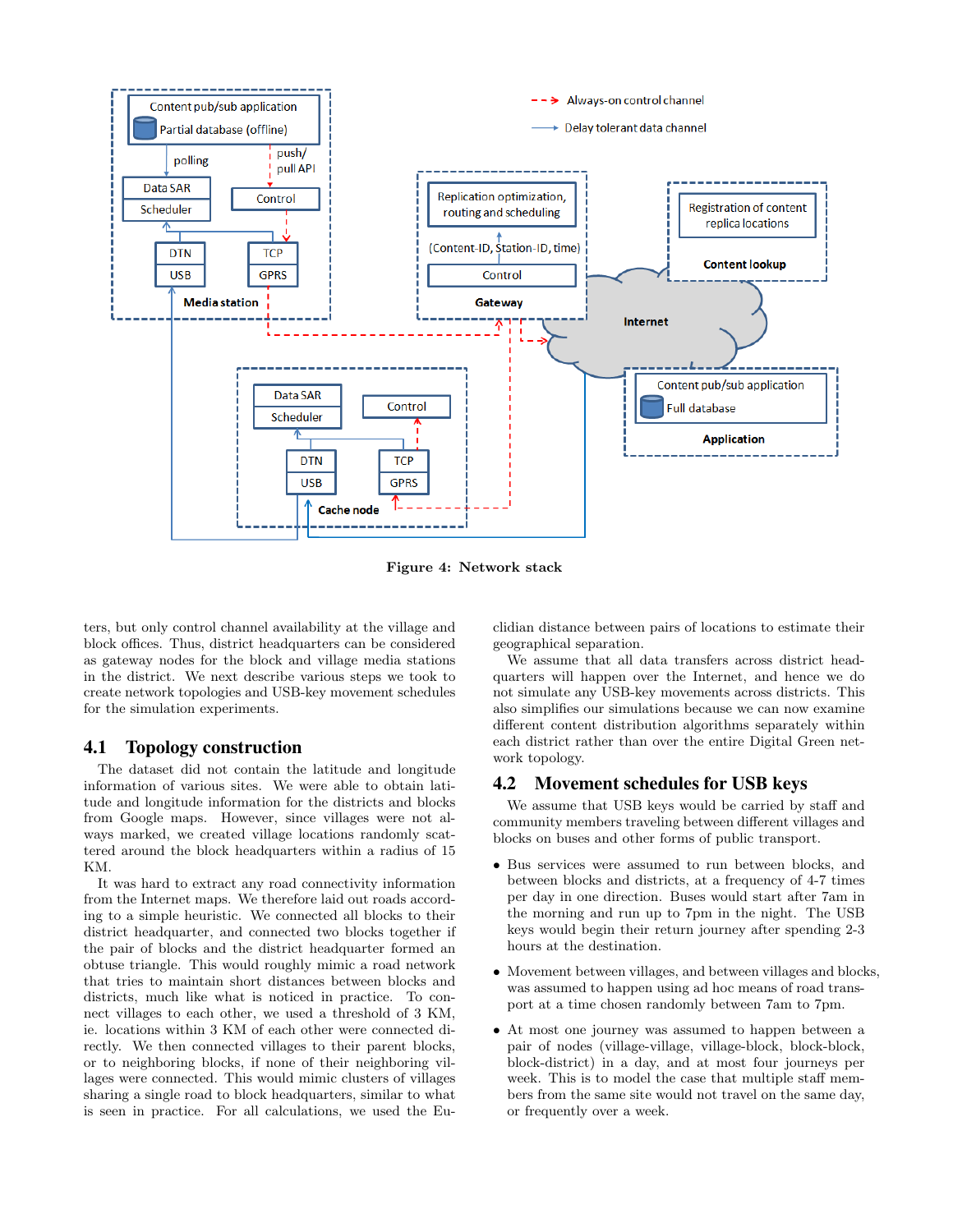Figure 4: Network stack

ters, but only control channel availability at the village and block offices. Thus, district headquarters can be considered as gateway nodes for the block and village media stations in the district. We next describe various steps we took to create network topologies and USB-key movement schedules for the simulation experiments.

## 4.1 Topology construction

The dataset did not contain the latitude and longitude information of various sites. We were able to obtain latitude and longitude information for the districts and blocks from Google maps. However, since villages were not always marked, we created village locations randomly scattered around the block headquarters within a radius of 15 KM.

It was hard to extract any road connectivity information from the Internet maps. We therefore laid out roads according to a simple heuristic. We connected all blocks to their district headquarter, and connected two blocks together if the pair of blocks and the district headquarter formed an obtuse triangle. This would roughly mimic a road network that tries to maintain short distances between blocks and districts, much like what is noticed in practice. To connect villages to each other, we used a threshold of 3 KM, ie. locations within 3 KM of each other were connected directly. We then connected villages to their parent blocks, or to neighboring blocks, if none of their neighboring villages were connected. This would mimic clusters of villages sharing a single road to block headquarters, similar to what is seen in practice. For all calculations, we used the Euclidian distance between pairs of locations to estimate their geographical separation.

We assume that all data transfers across district headquarters will happen over the Internet, and hence we do not simulate any USB-key movements across districts. This also simplifies our simulations because we can now examine different content distribution algorithms separately within each district rather than over the entire Digital Green network topology.

## 4.2 Movement schedules for USB keys

We assume that USB keys would be carried by staff and community members traveling between different villages and blocks on buses and other forms of public transport.

- Bus services were assumed to run between blocks, and between blocks and districts, at a frequency of 4-7 times per day in one direction. Buses would start after 7am in the morning and run up to 7pm in the night. The USB keys would begin their return journey after spending 2-3 hours at the destination.
- Movement between villages, and between villages and blocks, was assumed to happen using ad hoc means of road transport at a time chosen randomly between 7am to 7pm.
- At most one journey was assumed to happen between a pair of nodes (village-village, village-block, block-block, block-district) in a day, and at most four journeys per week. This is to model the case that multiple staff members from the same site would not travel on the same day, or frequently over a week.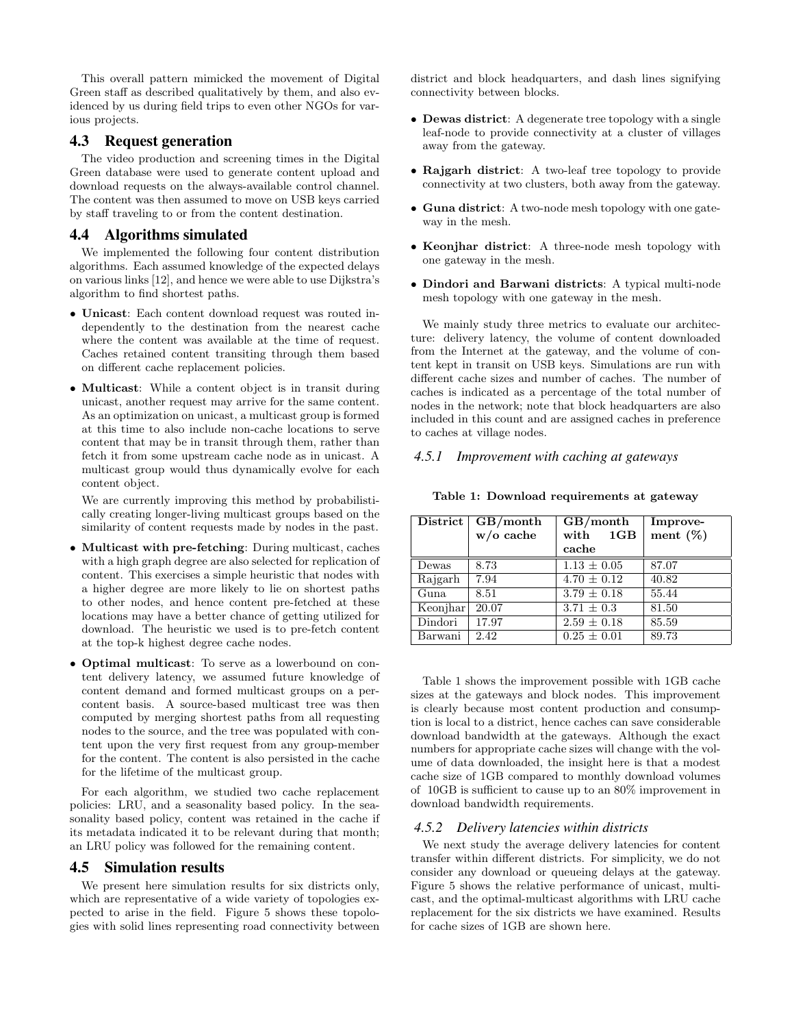This overall pattern mimicked the movement of Digital Green staff as described qualitatively by them, and also evidenced by us during field trips to even other NGOs for various projects.

## 4.3 Request generation

The video production and screening times in the Digital Green database were used to generate content upload and download requests on the always-available control channel. The content was then assumed to move on USB keys carried by staff traveling to or from the content destination.

## 4.4 Algorithms simulated

We implemented the following four content distribution algorithms. Each assumed knowledge of the expected delays on various links [12], and hence we were able to use Dijkstra's algorithm to find shortest paths.

- **Unicast**: Each content download request was routed independently to the destination from the nearest cache where the content was available at the time of request. Caches retained content transiting through them based on different cache replacement policies.
- **Multicast**: While a content object is in transit during unicast, another request may arrive for the same content. As an optimization on unicast, a multicast group is formed at this time to also include non-cache locations to serve content that may be in transit through them, rather than fetch it from some upstream cache node as in unicast. A multicast group would thus dynamically evolve for each content object.

  We are currently improving this method by probabilistically creating longer-living multicast groups based on the similarity of content requests made by nodes in the past.
- **Multicast with pre-fetching**: During multicast, caches with a high graph degree are also selected for replication of content. This exercises a simple heuristic that nodes with a higher degree are more likely to lie on shortest paths to other nodes, and hence content pre-fetched at these locations may have a better chance of getting utilized for download. The heuristic we used is to pre-fetch content at the top-k highest degree cache nodes.
- **Optimal multicast**: To serve as a lowerbound on content delivery latency, we assumed future knowledge of content demand and formed multicast groups on a per-content basis. A source-based multicast tree was then computed by merging shortest paths from all requesting nodes to the source, and the tree was populated with content upon the very first request from any group-member for the content. The content is also persisted in the cache for the lifetime of the multicast group.

For each algorithm, we studied two cache replacement policies: LRU, and a seasonality based policy. In the seasonality based policy, content was retained in the cache if its metadata indicated it to be relevant during that month; an LRU policy was followed for the remaining content.

## 4.5 Simulation results

We present here simulation results for six districts only, which are representative of a wide variety of topologies expected to arise in the field. Figure 5 shows these topologies with solid lines representing road connectivity between district and block headquarters, and dash lines signifying connectivity between blocks.

- **Dewas district**: A degenerate tree topology with a single leaf-node to provide connectivity at a cluster of villages away from the gateway.
- **Rajgarh district**: A two-leaf tree topology to provide connectivity at two clusters, both away from the gateway.
- **Guna district**: A two-node mesh topology with one gateway in the mesh.
- **Keonjhar district**: A three-node mesh topology with one gateway in the mesh.
- **Dindori and Barwani districts**: A typical multi-node mesh topology with one gateway in the mesh.

We mainly study three metrics to evaluate our architecture: delivery latency, the volume of content downloaded from the Internet at the gateway, and the volume of content kept in transit on USB keys. Simulations are run with different cache sizes and number of caches. The number of caches is indicated as a percentage of the total number of nodes in the network; note that block headquarters are also included in this count and are assigned caches in preference to caches at village nodes.

### 4.5.1 Improvement with caching at gateways

**Table 1: Download requirements at gateway**

| District | GB/month w/o cache | GB/month with 1GB cache | Improvement (%) |
|---|---|---|---|
| Dewas | 8.73 | $1.13 \pm 0.05$ | 87.07 |
| Rajgarh | 7.94 | $4.70 \pm 0.12$ | 40.82 |
| Guna | 8.51 | $3.79 \pm 0.18$ | 55.44 |
| Keonjhar | 20.07 | $3.71 \pm 0.3$ | 81.50 |
| Dindori | 17.97 | $2.59 \pm 0.18$ | 85.59 |
| Barwani | 2.42 | $0.25 \pm 0.01$ | 89.73 |

Table 1 shows the improvement possible with 1GB cache sizes at the gateways and block nodes. This improvement is clearly because most content production and consumption is local to a district, hence caches can save considerable download bandwidth at the gateways. Although the exact numbers for appropriate cache sizes will change with the volume of data downloaded, the insight here is that a modest cache size of 1GB compared to monthly download volumes of 10GB is sufficient to cause up to an 80% improvement in download bandwidth requirements.

### 4.5.2 Delivery latencies within districts

We next study the average delivery latencies for content transfer within different districts. For simplicity, we do not consider any download or queueing delays at the gateway. Figure 5 shows the relative performance of unicast, multicast, and the optimal-multicast algorithms with LRU cache replacement for the six districts we have examined. Results for cache sizes of 1GB are shown here.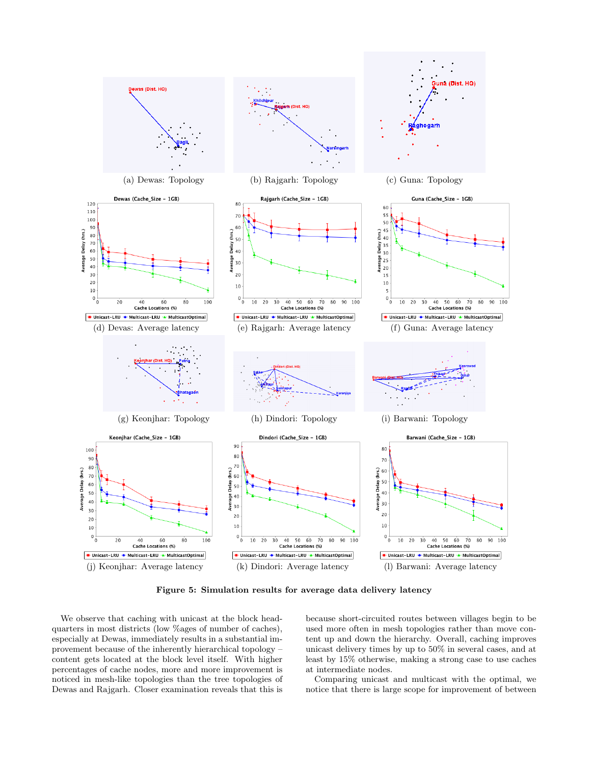(a) Dewas: Topology

(b) Rajgarh: Topology

(c) Guna: Topology

(d) Devas: Average latency

(e) Rajgarh: Average latency

(f) Guna: Average latency

(g) Keonjhar: Topology

(h) Dindori: Topology

(i) Barwani: Topology

(j) Keonjhar: Average latency

(k) Dindori: Average latency

(l) Barwani: Average latency

**Figure 5: Simulation results for average data delivery latency**

We observe that caching with unicast at the block headquarters in most districts (low %ages of number of caches), especially at Dewas, immediately results in a substantial improvement because of the inherently hierarchical topology – content gets located at the block level itself. With higher percentages of cache nodes, more and more improvement is noticed in mesh-like topologies than the tree topologies of Dewas and Rajgarh. Closer examination reveals that this is because short-circuited routes between villages begin to be used more often in mesh topologies rather than move content up and down the hierarchy. Overall, caching improves unicast delivery times by up to 50% in several cases, and at least by 15% otherwise, making a strong case to use caches at intermediate nodes.

Comparing unicast and multicast with the optimal, we notice that there is large scope for improvement of between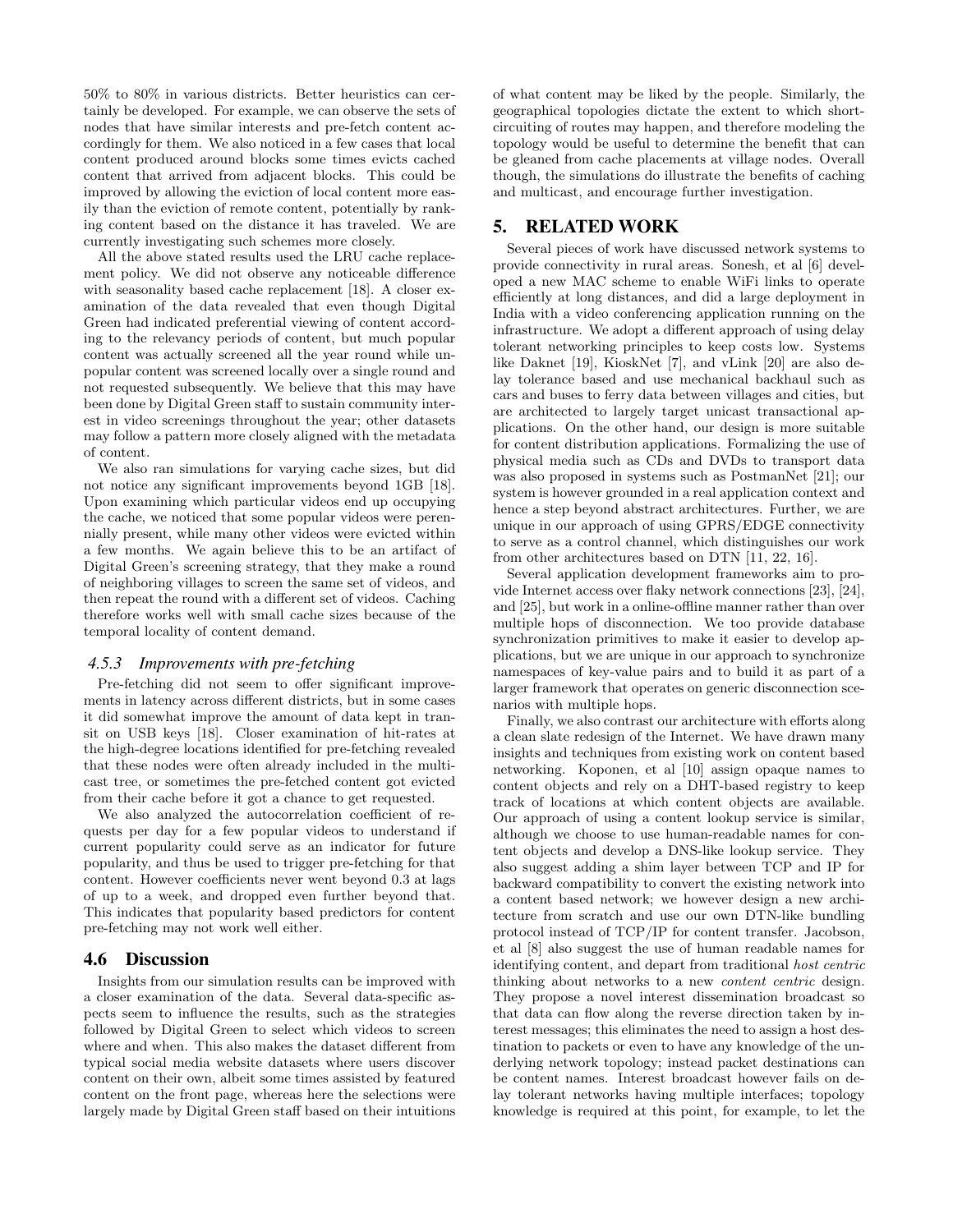50% to 80% in various districts. Better heuristics can certainly be developed. For example, we can observe the sets of nodes that have similar interests and pre-fetch content accordingly for them. We also noticed in a few cases that local content produced around blocks some times evicts cached content that arrived from adjacent blocks. This could be improved by allowing the eviction of local content more easily than the eviction of remote content, potentially by ranking content based on the distance it has traveled. We are currently investigating such schemes more closely.

All the above stated results used the LRU cache replacement policy. We did not observe any noticeable difference with seasonality based cache replacement [18]. A closer examination of the data revealed that even though Digital Green had indicated preferential viewing of content according to the relevancy periods of content, but much popular content was actually screened all the year round while unpopular content was screened locally over a single round and not requested subsequently. We believe that this may have been done by Digital Green staff to sustain community interest in video screenings throughout the year; other datasets may follow a pattern more closely aligned with the metadata of content.

We also ran simulations for varying cache sizes, but did not notice any significant improvements beyond 1GB [18]. Upon examining which particular videos end up occupying the cache, we noticed that some popular videos were perennially present, while many other videos were evicted within a few months. We again believe this to be an artifact of Digital Green's screening strategy, that they make a round of neighboring villages to screen the same set of videos, and then repeat the round with a different set of videos. Caching therefore works well with small cache sizes because of the temporal locality of content demand.

### 4.5.3 Improvements with pre-fetching

Pre-fetching did not seem to offer significant improvements in latency across different districts, but in some cases it did somewhat improve the amount of data kept in transit on USB keys [18]. Closer examination of hit-rates at the high-degree locations identified for pre-fetching revealed that these nodes were often already included in the multicast tree, or sometimes the pre-fetched content got evicted from their cache before it got a chance to get requested.

We also analyzed the autocorrelation coefficient of requests per day for a few popular videos to understand if current popularity could serve as an indicator for future popularity, and thus be used to trigger pre-fetching for that content. However coefficients never went beyond 0.3 at lags of up to a week, and dropped even further beyond that. This indicates that popularity based predictors for content pre-fetching may not work well either.

## 4.6 Discussion

Insights from our simulation results can be improved with a closer examination of the data. Several data-specific aspects seem to influence the results, such as the strategies followed by Digital Green to select which videos to screen where and when. This also makes the dataset different from typical social media website datasets where users discover content on their own, albeit some times assisted by featured content on the front page, whereas here the selections were largely made by Digital Green staff based on their intuitions of what content may be liked by the people. Similarly, the geographical topologies dictate the extent to which short-circuiting of routes may happen, and therefore modeling the topology would be useful to determine the benefit that can be gleaned from cache placements at village nodes. Overall though, the simulations do illustrate the benefits of caching and multicast, and encourage further investigation.

# 5. RELATED WORK

Several pieces of work have discussed network systems to provide connectivity in rural areas. Sonesh, et al [6] developed a new MAC scheme to enable WiFi links to operate efficiently at long distances, and did a large deployment in India with a video conferencing application running on the infrastructure. We adopt a different approach of using delay tolerant networking principles to keep costs low. Systems like Daknet [19], KioskNet [7], and vLink [20] are also delay tolerance based and use mechanical backhaul such as cars and buses to ferry data between villages and cities, but are architected to largely target unicast transactional applications. On the other hand, our design is more suitable for content distribution applications. Formalizing the use of physical media such as CDs and DVDs to transport data was also proposed in systems such as PostmanNet [21]; our system is however grounded in a real application context and hence a step beyond abstract architectures. Further, we are unique in our approach of using GPRS/EDGE connectivity to serve as a control channel, which distinguishes our work from other architectures based on DTN [11, 22, 16].

Several application development frameworks aim to provide Internet access over flaky network connections [23], [24], and [25], but work in a online-offline manner rather than over multiple hops of disconnection. We too provide database synchronization primitives to make it easier to develop applications, but we are unique in our approach to synchronize namespaces of key-value pairs and to build it as part of a larger framework that operates on generic disconnection scenarios with multiple hops.

Finally, we also contrast our architecture with efforts along a clean slate redesign of the Internet. We have drawn many insights and techniques from existing work on content based networking. Koponen, et al [10] assign opaque names to content objects and rely on a DHT-based registry to keep track of locations at which content objects are available. Our approach of using a content lookup service is similar, although we choose to use human-readable names for content objects and develop a DNS-like lookup service. They also suggest adding a shim layer between TCP and IP for backward compatibility to convert the existing network into a content based network; we however design a new architecture from scratch and use our own DTN-like bundling protocol instead of TCP/IP for content transfer. Jacobson, et al [8] also suggest the use of human readable names for identifying content, and depart from traditional *host centric* thinking about networks to a new *content centric* design. They propose a novel interest dissemination broadcast so that data can flow along the reverse direction taken by interest messages; this eliminates the need to assign a host destination to packets or even to have any knowledge of the underlying network topology; instead packet destinations can be content names. Interest broadcast however fails on delay tolerant networks having multiple interfaces; topology knowledge is required at this point, for example, to let the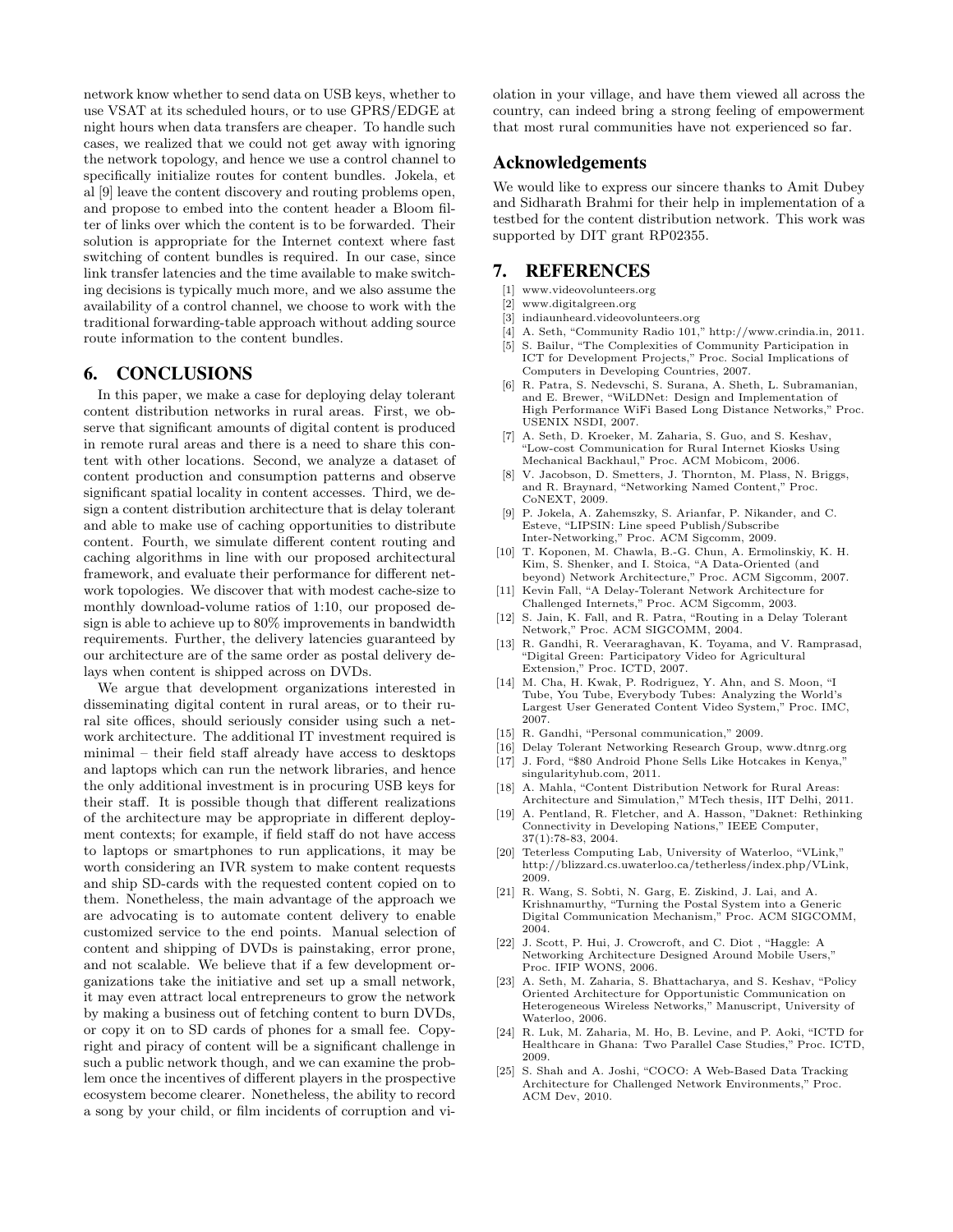network know whether to send data on USB keys, whether to use VSAT at its scheduled hours, or to use GPRS/EDGE at night hours when data transfers are cheaper. To handle such cases, we realized that we could not get away with ignoring the network topology, and hence we use a control channel to specifically initialize routes for content bundles. Jokela, et al [9] leave the content discovery and routing problems open, and propose to embed into the content header a Bloom filter of links over which the content is to be forwarded. Their solution is appropriate for the Internet context where fast switching of content bundles is required. In our case, since link transfer latencies and the time available to make switching decisions is typically much more, and we also assume the availability of a control channel, we choose to work with the traditional forwarding-table approach without adding source route information to the content bundles.

## 6. CONCLUSIONS

In this paper, we make a case for deploying delay tolerant content distribution networks in rural areas. First, we observe that significant amounts of digital content is produced in remote rural areas and there is a need to share this content with other locations. Second, we analyze a dataset of content production and consumption patterns and observe significant spatial locality in content accesses. Third, we design a content distribution architecture that is delay tolerant and able to make use of caching opportunities to distribute content. Fourth, we simulate different content routing and caching algorithms in line with our proposed architectural framework, and evaluate their performance for different network topologies. We discover that with modest cache-size to monthly download-volume ratios of 1:10, our proposed design is able to achieve up to 80% improvements in bandwidth requirements. Further, the delivery latencies guaranteed by our architecture are of the same order as postal delivery delays when content is shipped across on DVDs.

We argue that development organizations interested in disseminating digital content in rural areas, or to their rural site offices, should seriously consider using such a network architecture. The additional IT investment required is minimal – their field staff already have access to desktops and laptops which can run the network libraries, and hence the only additional investment is in procuring USB keys for their staff. It is possible though that different realizations of the architecture may be appropriate in different deployment contexts; for example, if field staff do not have access to laptops or smartphones to run applications, it may be worth considering an IVR system to make content requests and ship SD-cards with the requested content copied on to them. Nonetheless, the main advantage of the approach we are advocating is to automate content delivery to enable customized service to the end points. Manual selection of content and shipping of DVDs is painstaking, error prone, and not scalable. We believe that if a few development organizations take the initiative and set up a small network, it may even attract local entrepreneurs to grow the network by making a business out of fetching content to burn DVDs, or copy it on to SD cards of phones for a small fee. Copyright and piracy of content will be a significant challenge in such a public network though, and we can examine the problem once the incentives of different players in the prospective ecosystem become clearer. Nonetheless, the ability to record a song by your child, or film incidents of corruption and violation in your village, and have them viewed all across the country, can indeed bring a strong feeling of empowerment that most rural communities have not experienced so far.

## Acknowledgements

We would like to express our sincere thanks to Amit Dubey and Sidharath Brahmi for their help in implementation of a testbed for the content distribution network. This work was supported by DIT grant RP02355.

## 7. REFERENCES

[1] www.videovolunteers.org

[2] www.digitalgreen.org

[3] indiaunheard.videovolunteers.org

[4] A. Seth, "Community Radio 101," http://www.crindia.in, 2011.

[5] S. Bailur, "The Complexities of Community Participation in ICT for Development Projects," Proc. Social Implications of Computers in Developing Countries, 2007.

[6] R. Patra, S. Nedevschi, S. Surana, A. Sheth, L. Subramanian, and E. Brewer, "WiLDNet: Design and Implementation of High Performance WiFi Based Long Distance Networks," Proc. USENIX NSDI, 2007.

[7] A. Seth, D. Kroeker, M. Zaharia, S. Guo, and S. Keshav, "Low-cost Communication for Rural Internet Kiosks Using Mechanical Backhaul," Proc. ACM Mobicom, 2006.

[8] V. Jacobson, D. Smetters, J. Thornton, M. Plass, N. Briggs, and R. Braynard, "Networking Named Content," Proc. CoNEXT, 2009.

[9] P. Jokela, A. Zahemszky, S. Arianfar, P. Nikander, and C. Esteve, "LIPSIN: Line speed Publish/Subscribe Inter-Networking," Proc. ACM Sigcomm, 2009.

[10] T. Koponen, M. Chawla, B.-G. Chun, A. Ermolinskiy, K. H. Kim, S. Shenker, and I. Stoica, "A Data-Oriented (and beyond) Network Architecture," Proc. ACM Sigcomm, 2007.

[11] Kevin Fall, "A Delay-Tolerant Network Architecture for Challenged Internets," Proc. ACM Sigcomm, 2003.

[12] S. Jain, K. Fall, and R. Patra, "Routing in a Delay Tolerant Network," Proc. ACM SIGCOMM, 2004.

[13] R. Gandhi, R. Veeraraghavan, K. Toyama, and V. Ramprasad, "Digital Green: Participatory Video for Agricultural Extension," Proc. ICTD, 2007.

[14] M. Cha, H. Kwak, P. Rodriguez, Y. Ahn, and S. Moon, "I Tube, You Tube, Everybody Tubes: Analyzing the World's Largest User Generated Content Video System," Proc. IMC, 2007.

[15] R. Gandhi, "Personal communication," 2009.

[16] Delay Tolerant Networking Research Group, www.dtnrg.org

[17] J. Ford, "$80 Android Phone Sells Like Hotcakes in Kenya," singularityhub.com, 2011.

[18] A. Mahla, "Content Distribution Network for Rural Areas: Architecture and Simulation," MTech thesis, IIT Delhi, 2011.

[19] A. Pentland, R. Fletcher, and A. Hasson, "Daknet: Rethinking Connectivity in Developing Nations," IEEE Computer, 37(1):78-83, 2004.

[20] Teterless Computing Lab, University of Waterloo, "VLink," http://blizzard.cs.uwaterloo.ca/tetherless/index.php/VLink, 2009.

[21] R. Wang, S. Sobti, N. Garg, E. Ziskind, J. Lai, and A. Krishnamurthy, "Turning the Postal System into a Generic Digital Communication Mechanism," Proc. ACM SIGCOMM, 2004.

[22] J. Scott, P. Hui, J. Crowcroft, and C. Diot , "Haggle: A Networking Architecture Designed Around Mobile Users," Proc. IFIP WONS, 2006.

[23] A. Seth, M. Zaharia, S. Bhattacharya, and S. Keshav, "Policy Oriented Architecture for Opportunistic Communication on Heterogeneous Wireless Networks," Manuscript, University of Waterloo, 2006.

[24] R. Luk, M. Zaharia, M. Ho, B. Levine, and P. Aoki, "ICTD for Healthcare in Ghana: Two Parallel Case Studies," Proc. ICTD, 2009.

[25] S. Shah and A. Joshi, "COCO: A Web-Based Data Tracking Architecture for Challenged Network Environments," Proc. ACM Dev, 2010.